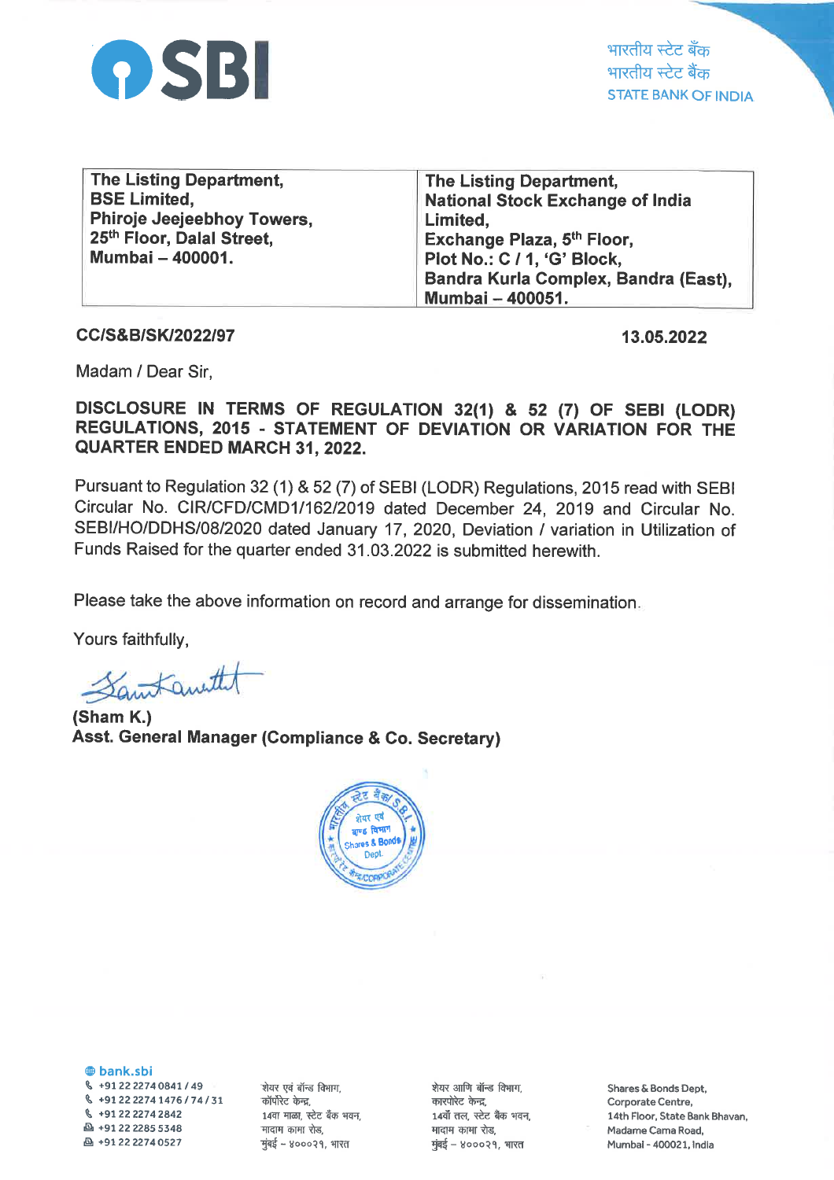भारतीय स्टेट बैंक
भारतीय स्टेट बैंक
STATE BANK OF INDIA

| **The Listing Department,<br>BSE Limited,<br>Phiroje Jeejeebhoy Towers,<br>25th Floor, Dalal Street,<br>Mumbai – 400001.** | **The Listing Department,<br>National Stock Exchange of India Limited,<br>Exchange Plaza, 5th Floor,<br>Plot No.: C / 1, 'G' Block,<br>Bandra Kurla Complex, Bandra (East),<br>Mumbai – 400051.** |
|---|---|

**CC/S&B/SK/2022/97** **13.05.2022**

Madam / Dear Sir,

**DISCLOSURE IN TERMS OF REGULATION 32(1) & 52 (7) OF SEBI (LODR) REGULATIONS, 2015 - STATEMENT OF DEVIATION OR VARIATION FOR THE QUARTER ENDED MARCH 31, 2022.**

Pursuant to Regulation 32 (1) & 52 (7) of SEBI (LODR) Regulations, 2015 read with SEBI Circular No. CIR/CFD/CMD1/162/2019 dated December 24, 2019 and Circular No. SEBI/HO/DDHS/08/2020 dated January 17, 2020, Deviation / variation in Utilization of Funds Raised for the quarter ended 31.03.2022 is submitted herewith.

Please take the above information on record and arrange for dissemination.

Yours faithfully,

**(Sham K.)**
**Asst. General Manager (Compliance & Co. Secretary)**

bank.sbi
+91 22 2274 0841 / 49
+91 22 2274 1476 / 74 / 31
+91 22 2274 2842
+91 22 2285 5348
+91 22 2274 0527

शेयर एवं बॉन्ड विभाग,
कॉर्पोरेट केन्द्र,
14वां माळा, स्टेट बैंक भवन,
मादाम कामा रोड,
मुंबई – ४०००२१, भारत

शेयर आणि बॉन्ड विभाग,
कारपोरेट केन्द्र,
14वाँ तल, स्टेट बैंक भवन,
मादाम कामा रोड,
मुंबई – ४०००२१, भारत

Shares & Bonds Dept,
Corporate Centre,
14th Floor, State Bank Bhavan,
Madame Cama Road,
Mumbai - 400021, India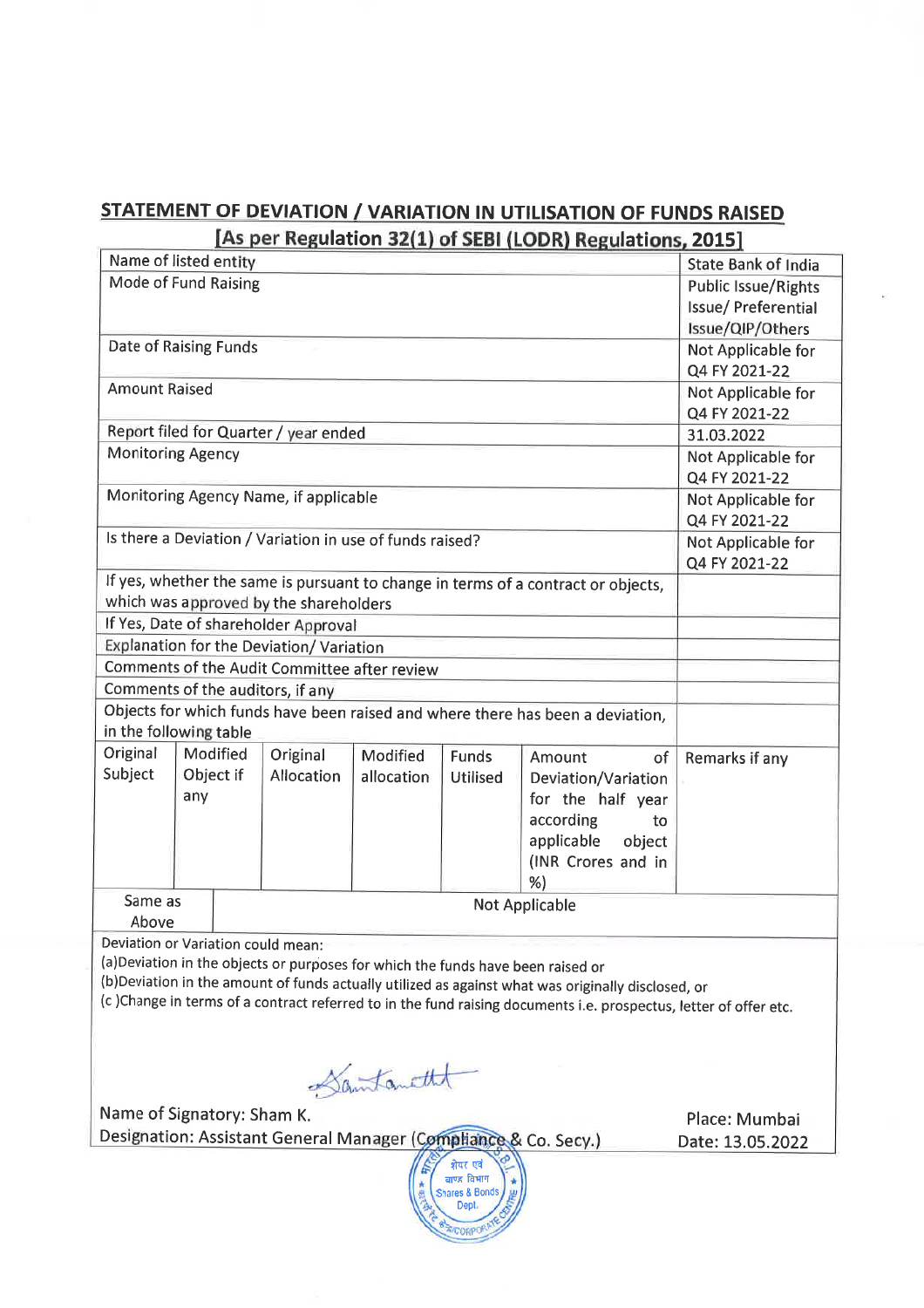## STATEMENT OF DEVIATION / VARIATION IN UTILISATION OF FUNDS RAISED

### [As per Regulation 32(1) of SEBI (LODR) Regulations, 2015]

| | | | | | | |
|---|---|---|---|---|---|---|
| Name of listed entity | | | | | | State Bank of India |
| Mode of Fund Raising | | | | | | Public Issue/Rights Issue/ Preferential Issue/QIP/Others |
| Date of Raising Funds | | | | | | Not Applicable for Q4 FY 2021-22 |
| Amount Raised | | | | | | Not Applicable for Q4 FY 2021-22 |
| Report filed for Quarter / year ended | | | | | | 31.03.2022 |
| Monitoring Agency | | | | | | Not Applicable for Q4 FY 2021-22 |
| Monitoring Agency Name, if applicable | | | | | | Not Applicable for Q4 FY 2021-22 |
| Is there a Deviation / Variation in use of funds raised? | | | | | | Not Applicable for Q4 FY 2021-22 |
| If yes, whether the same is pursuant to change in terms of a contract or objects, which was approved by the shareholders | | | | | | |
| If Yes, Date of shareholder Approval | | | | | | |
| Explanation for the Deviation/ Variation | | | | | | |
| Comments of the Audit Committee after review | | | | | | |
| Comments of the auditors, if any | | | | | | |
| Objects for which funds have been raised and where there has been a deviation, in the following table | | | | | | |
| Original Subject | Modified Object if any | Original Allocation | Modified allocation | Funds Utilised | Amount of Deviation/Variation for the half year according to applicable object (INR Crores and in %) | Remarks if any |
| Same as Above | Not Applicable | | | | | |

Deviation or Variation could mean:

(a)Deviation in the objects or purposes for which the funds have been raised or

(b)Deviation in the amount of funds actually utilized as against what was originally disclosed, or

(c )Change in terms of a contract referred to in the fund raising documents i.e. prospectus, letter of offer etc.

Name of Signatory: Sham K.

Designation: Assistant General Manager (Compliance & Co. Secy.)

Place: Mumbai

Date: 13.05.2022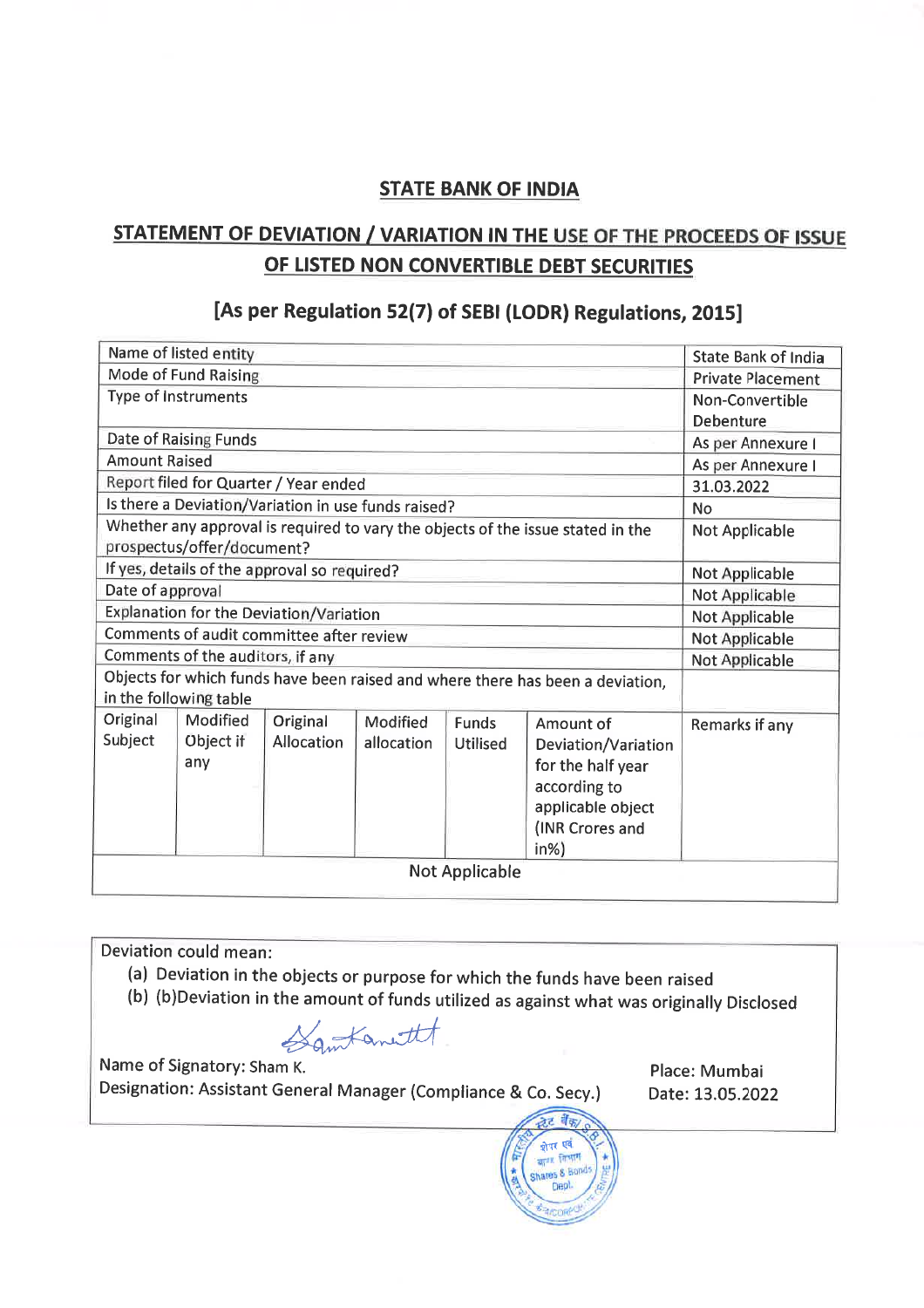## STATE BANK OF INDIA

## STATEMENT OF DEVIATION / VARIATION IN THE USE OF THE PROCEEDS OF ISSUE OF LISTED NON CONVERTIBLE DEBT SECURITIES

### [As per Regulation 52(7) of SEBI (LODR) Regulations, 2015]

| | | | | | | |
|---|---|---|---|---|---|---|
| Name of listed entity | | | | | | State Bank of India |
| Mode of Fund Raising | | | | | | Private Placement |
| Type of Instruments | | | | | | Non-Convertible Debenture |
| Date of Raising Funds | | | | | | As per Annexure I |
| Amount Raised | | | | | | As per Annexure I |
| Report filed for Quarter / Year ended | | | | | | 31.03.2022 |
| Is there a Deviation/Variation in use funds raised? | | | | | | No |
| Whether any approval is required to vary the objects of the issue stated in the prospectus/offer/document? | | | | | | Not Applicable |
| If yes, details of the approval so required? | | | | | | Not Applicable |
| Date of approval | | | | | | Not Applicable |
| Explanation for the Deviation/Variation | | | | | | Not Applicable |
| Comments of audit committee after review | | | | | | Not Applicable |
| Comments of the auditors, if any | | | | | | Not Applicable |
| Objects for which funds have been raised and where there has been a deviation, in the following table | | | | | | |
| Original Subject | Modified Object if any | Original Allocation | Modified allocation | Funds Utilised | Amount of Deviation/Variation for the half year according to applicable object (INR Crores and in%) | Remarks if any |
| Not Applicable | | | | | | |

Deviation could mean:

(a) Deviation in the objects or purpose for which the funds have been raised
(b) (b)Deviation in the amount of funds utilized as against what was originally Disclosed

Name of Signatory: Sham K.
Designation: Assistant General Manager (Compliance & Co. Secy.)

Place: Mumbai
Date: 13.05.2022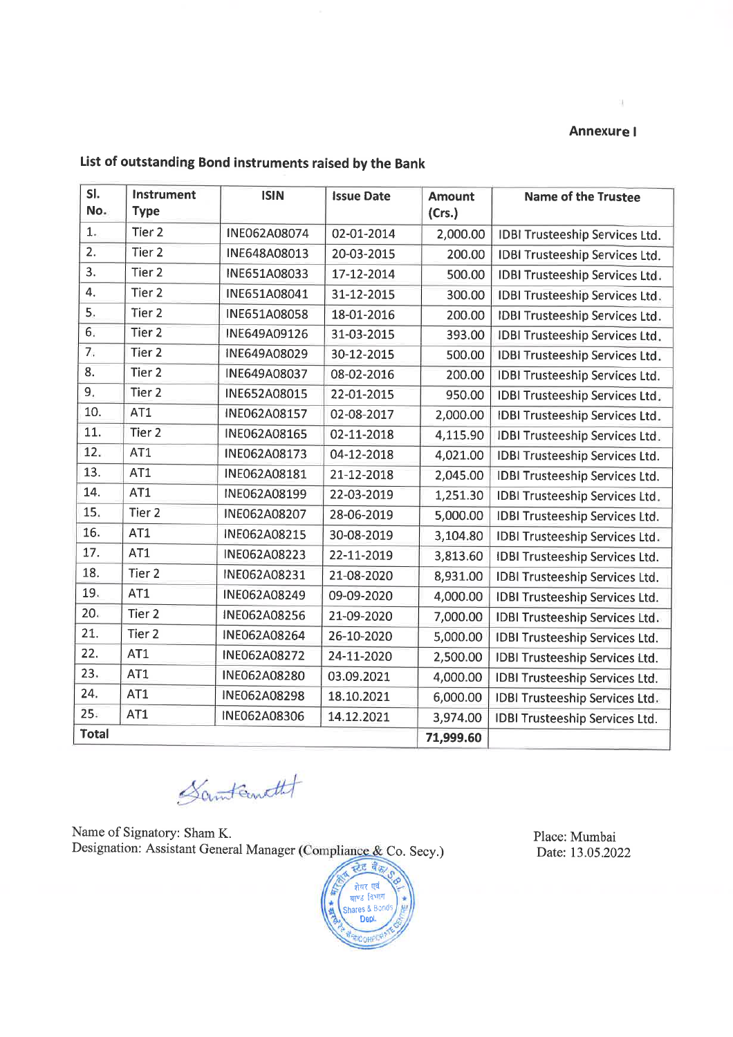**Annexure I**

**List of outstanding Bond instruments raised by the Bank**

| Sl. No. | Instrument Type | ISIN | Issue Date | Amount (Crs.) | Name of the Trustee |
|---|---|---|---|---|---|
| 1. | Tier 2 | INE062A08074 | 02-01-2014 | 2,000.00 | IDBI Trusteeship Services Ltd. |
| 2. | Tier 2 | INE648A08013 | 20-03-2015 | 200.00 | IDBI Trusteeship Services Ltd. |
| 3. | Tier 2 | INE651A08033 | 17-12-2014 | 500.00 | IDBI Trusteeship Services Ltd. |
| 4. | Tier 2 | INE651A08041 | 31-12-2015 | 300.00 | IDBI Trusteeship Services Ltd. |
| 5. | Tier 2 | INE651A08058 | 18-01-2016 | 200.00 | IDBI Trusteeship Services Ltd. |
| 6. | Tier 2 | INE649A09126 | 31-03-2015 | 393.00 | IDBI Trusteeship Services Ltd. |
| 7. | Tier 2 | INE649A08029 | 30-12-2015 | 500.00 | IDBI Trusteeship Services Ltd. |
| 8. | Tier 2 | INE649A08037 | 08-02-2016 | 200.00 | IDBI Trusteeship Services Ltd. |
| 9. | Tier 2 | INE652A08015 | 22-01-2015 | 950.00 | IDBI Trusteeship Services Ltd. |
| 10. | AT1 | INE062A08157 | 02-08-2017 | 2,000.00 | IDBI Trusteeship Services Ltd. |
| 11. | Tier 2 | INE062A08165 | 02-11-2018 | 4,115.90 | IDBI Trusteeship Services Ltd. |
| 12. | AT1 | INE062A08173 | 04-12-2018 | 4,021.00 | IDBI Trusteeship Services Ltd. |
| 13. | AT1 | INE062A08181 | 21-12-2018 | 2,045.00 | IDBI Trusteeship Services Ltd. |
| 14. | AT1 | INE062A08199 | 22-03-2019 | 1,251.30 | IDBI Trusteeship Services Ltd. |
| 15. | Tier 2 | INE062A08207 | 28-06-2019 | 5,000.00 | IDBI Trusteeship Services Ltd. |
| 16. | AT1 | INE062A08215 | 30-08-2019 | 3,104.80 | IDBI Trusteeship Services Ltd. |
| 17. | AT1 | INE062A08223 | 22-11-2019 | 3,813.60 | IDBI Trusteeship Services Ltd. |
| 18. | Tier 2 | INE062A08231 | 21-08-2020 | 8,931.00 | IDBI Trusteeship Services Ltd. |
| 19. | AT1 | INE062A08249 | 09-09-2020 | 4,000.00 | IDBI Trusteeship Services Ltd. |
| 20. | Tier 2 | INE062A08256 | 21-09-2020 | 7,000.00 | IDBI Trusteeship Services Ltd. |
| 21. | Tier 2 | INE062A08264 | 26-10-2020 | 5,000.00 | IDBI Trusteeship Services Ltd. |
| 22. | AT1 | INE062A08272 | 24-11-2020 | 2,500.00 | IDBI Trusteeship Services Ltd. |
| 23. | AT1 | INE062A08280 | 03.09.2021 | 4,000.00 | IDBI Trusteeship Services Ltd. |
| 24. | AT1 | INE062A08298 | 18.10.2021 | 6,000.00 | IDBI Trusteeship Services Ltd. |
| 25. | AT1 | INE062A08306 | 14.12.2021 | 3,974.00 | IDBI Trusteeship Services Ltd. |
| **Total** | | | | **71,999.60** | |

Name of Signatory: Sham K.
Designation: Assistant General Manager (Compliance & Co. Secy.)

Place: Mumbai
Date: 13.05.2022